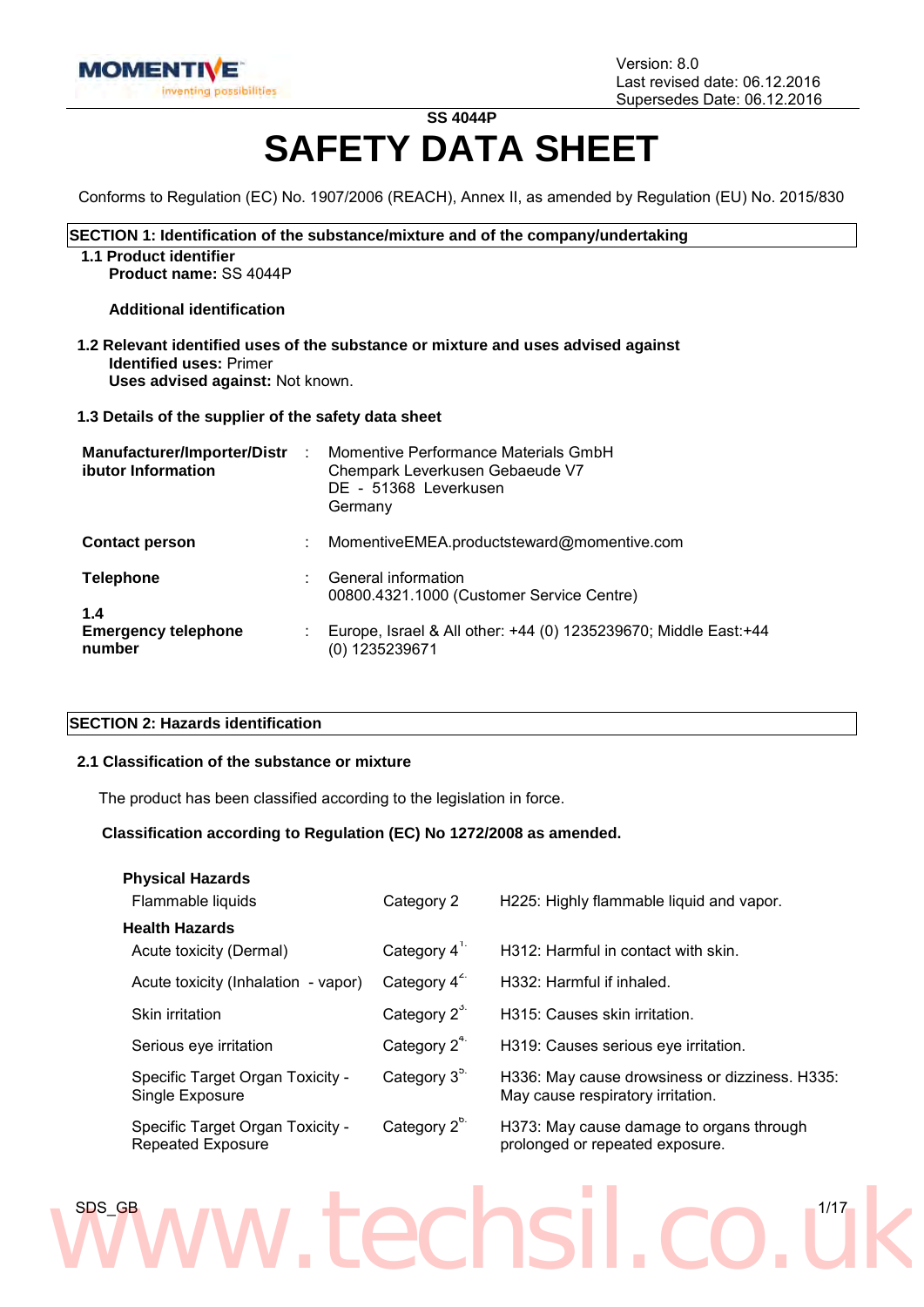Version: 8.0
Last revised date: 06.12.2016
Supersedes Date: 06.12.2016

**SS 4044P**

# SAFETY DATA SHEET

Conforms to Regulation (EC) No. 1907/2006 (REACH), Annex II, as amended by Regulation (EU) No. 2015/830

## SECTION 1: Identification of the substance/mixture and of the company/undertaking

**1.1 Product identifier**

**Product name:** SS 4044P

**Additional identification**

**1.2 Relevant identified uses of the substance or mixture and uses advised against**

**Identified uses:** Primer

**Uses advised against:** Not known.

**1.3 Details of the supplier of the safety data sheet**

| | | |
|---|---|---|
| **Manufacturer/Importer/Distributor Information** | : | Momentive Performance Materials GmbH<br>Chempark Leverkusen Gebaeude V7<br>DE - 51368 Leverkusen<br>Germany |
| **Contact person** | : | MomentiveEMEA.productsteward@momentive.com |
| **Telephone** | : | General information<br>00800.4321.1000 (Customer Service Centre) |
| **1.4 Emergency telephone number** | : | Europe, Israel & All other: +44 (0) 1235239670; Middle East:+44 (0) 1235239671 |

## SECTION 2: Hazards identification

**2.1 Classification of the substance or mixture**

The product has been classified according to the legislation in force.

**Classification according to Regulation (EC) No 1272/2008 as amended.**

| | | |
|---|---|---|
| **Physical Hazards** | | |
| Flammable liquids | Category 2 | H225: Highly flammable liquid and vapor. |
| **Health Hazards** | | |
| Acute toxicity (Dermal) | Category 4[1.] | H312: Harmful in contact with skin. |
| Acute toxicity (Inhalation - vapor) | Category 4[2.] | H332: Harmful if inhaled. |
| Skin irritation | Category 2[3.] | H315: Causes skin irritation. |
| Serious eye irritation | Category 2[4.] | H319: Causes serious eye irritation. |
| Specific Target Organ Toxicity - Single Exposure | Category 3[5.] | H336: May cause drowsiness or dizziness. H335: May cause respiratory irritation. |
| Specific Target Organ Toxicity - Repeated Exposure | Category 2[6.] | H373: May cause damage to organs through prolonged or repeated exposure. |

SDS_GB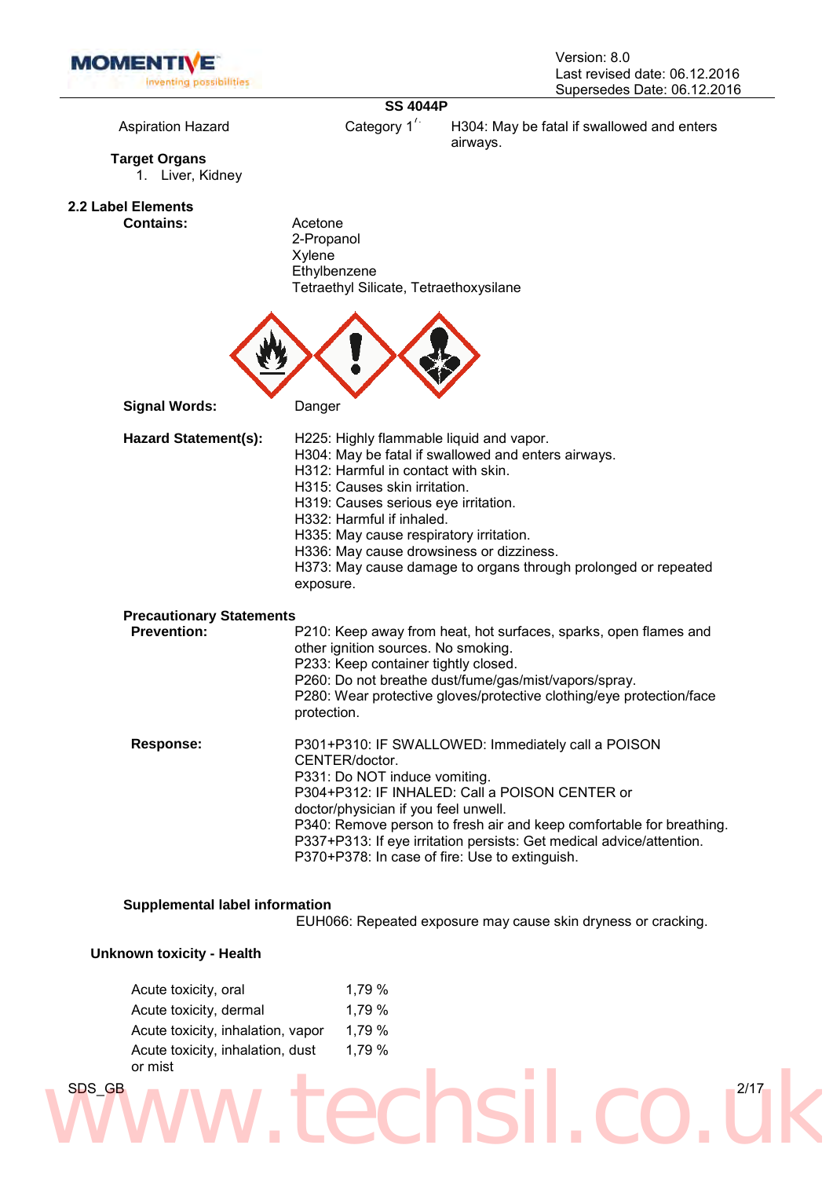**SS 4044P**

| Aspiration Hazard | Category 1 | H304: May be fatal if swallowed and enters airways. |
|---|---|---|

**Target Organs**

1. Liver, Kidney

### 2.2 Label Elements

**Contains:**

Acetone
2-Propanol
Xylene
Ethylbenzene
Tetraethyl Silicate, Tetraethoxysilane

**Signal Words:** Danger

**Hazard Statement(s):**

H225: Highly flammable liquid and vapor.
H304: May be fatal if swallowed and enters airways.
H312: Harmful in contact with skin.
H315: Causes skin irritation.
H319: Causes serious eye irritation.
H332: Harmful if inhaled.
H335: May cause respiratory irritation.
H336: May cause drowsiness or dizziness.
H373: May cause damage to organs through prolonged or repeated exposure.

**Precautionary Statements**

**Prevention:**

P210: Keep away from heat, hot surfaces, sparks, open flames and other ignition sources. No smoking.
P233: Keep container tightly closed.
P260: Do not breathe dust/fume/gas/mist/vapors/spray.
P280: Wear protective gloves/protective clothing/eye protection/face protection.

**Response:**

P301+P310: IF SWALLOWED: Immediately call a POISON CENTER/doctor.
P331: Do NOT induce vomiting.
P304+P312: IF INHALED: Call a POISON CENTER or doctor/physician if you feel unwell.
P340: Remove person to fresh air and keep comfortable for breathing.
P337+P313: If eye irritation persists: Get medical advice/attention.
P370+P378: In case of fire: Use to extinguish.

**Supplemental label information**

EUH066: Repeated exposure may cause skin dryness or cracking.

**Unknown toxicity - Health**

| | |
|---|---|
| Acute toxicity, oral | 1,79 % |
| Acute toxicity, dermal | 1,79 % |
| Acute toxicity, inhalation, vapor | 1,79 % |
| Acute toxicity, inhalation, dust or mist | 1,79 % |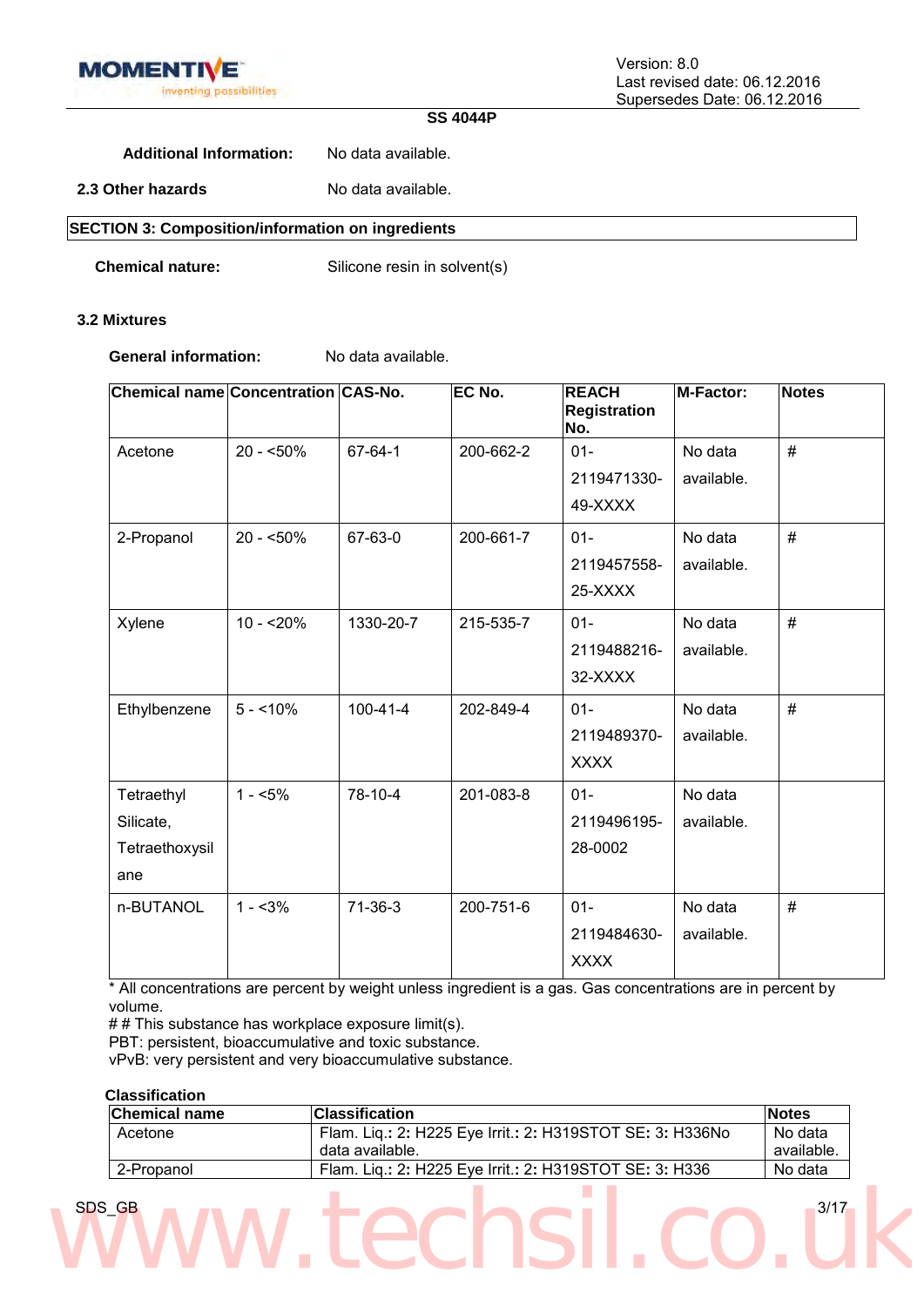**Additional Information:** No data available.

**2.3 Other hazards** No data available.

## SECTION 3: Composition/information on ingredients

**Chemical nature:** Silicone resin in solvent(s)

### 3.2 Mixtures

**General information:** No data available.

| Chemical name | Concentration | CAS-No. | EC No. | REACH Registration No. | M-Factor: | Notes |
|---|---|---|---|---|---|---|
| Acetone | 20 - <50% | 67-64-1 | 200-662-2 | 01-2119471330-49-XXXX | No data available. | # |
| 2-Propanol | 20 - <50% | 67-63-0 | 200-661-7 | 01-2119457558-25-XXXX | No data available. | # |
| Xylene | 10 - <20% | 1330-20-7 | 215-535-7 | 01-2119488216-32-XXXX | No data available. | # |
| Ethylbenzene | 5 - <10% | 100-41-4 | 202-849-4 | 01-2119489370-XXXX | No data available. | # |
| Tetraethyl Silicate, Tetraethoxysilane | 1 - <5% | 78-10-4 | 201-083-8 | 01-2119496195-28-0002 | No data available. | |
| n-BUTANOL | 1 - <3% | 71-36-3 | 200-751-6 | 01-2119484630-XXXX | No data available. | # |

* All concentrations are percent by weight unless ingredient is a gas. Gas concentrations are in percent by volume.
# # This substance has workplace exposure limit(s).
PBT: persistent, bioaccumulative and toxic substance.
vPvB: very persistent and very bioaccumulative substance.

**Classification**

| Chemical name | Classification | Notes |
|---|---|---|
| Acetone | Flam. Liq.: 2: H225 Eye Irrit.: 2: H319STOT SE: 3: H336No data available. | No data available. |
| 2-Propanol | Flam. Liq.: 2: H225 Eye Irrit.: 2: H319STOT SE: 3: H336 | No data |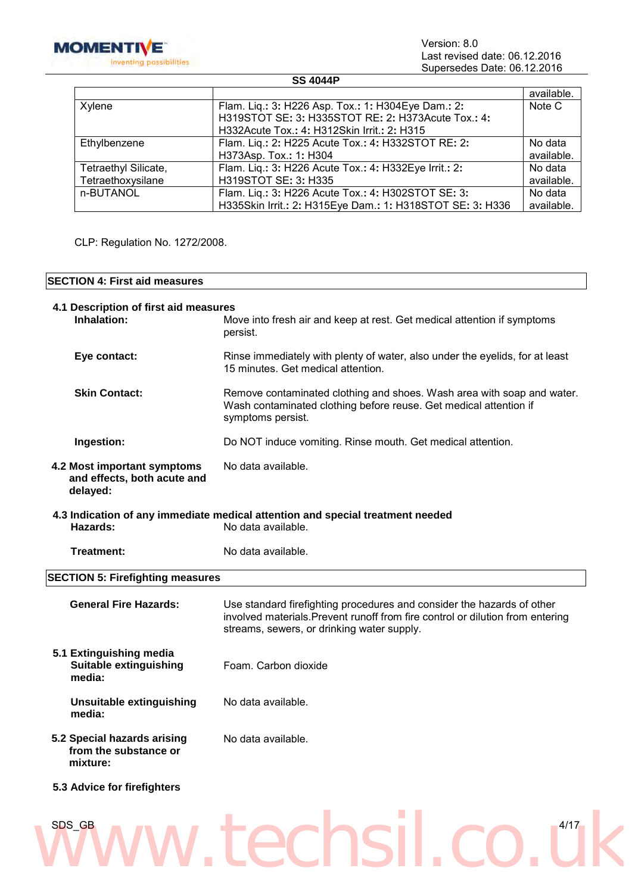| | | available. |
|---|---|---|
| Xylene | Flam. Liq.: 3: H226 Asp. Tox.: 1: H304Eye Dam.: 2: H319STOT SE: 3: H335STOT RE: 2: H373Acute Tox.: 4: H332Acute Tox.: 4: H312Skin Irrit.: 2: H315 | Note C |
| Ethylbenzene | Flam. Liq.: 2: H225 Acute Tox.: 4: H332STOT RE: 2: H373Asp. Tox.: 1: H304 | No data available. |
| Tetraethyl Silicate, Tetraethoxysilane | Flam. Liq.: 3: H226 Acute Tox.: 4: H332Eye Irrit.: 2: H319STOT SE: 3: H335 | No data available. |
| n-BUTANOL | Flam. Liq.: 3: H226 Acute Tox.: 4: H302STOT SE: 3: H335Skin Irrit.: 2: H315Eye Dam.: 1: H318STOT SE: 3: H336 | No data available. |

CLP: Regulation No. 1272/2008.

## SECTION 4: First aid measures

**4.1 Description of first aid measures**

**Inhalation:** Move into fresh air and keep at rest. Get medical attention if symptoms persist.

**Eye contact:** Rinse immediately with plenty of water, also under the eyelids, for at least 15 minutes. Get medical attention.

**Skin Contact:** Remove contaminated clothing and shoes. Wash area with soap and water. Wash contaminated clothing before reuse. Get medical attention if symptoms persist.

**Ingestion:** Do NOT induce vomiting. Rinse mouth. Get medical attention.

**4.2 Most important symptoms and effects, both acute and delayed:** No data available.

**4.3 Indication of any immediate medical attention and special treatment needed**

**Hazards:** No data available.

**Treatment:** No data available.

## SECTION 5: Firefighting measures

**General Fire Hazards:** Use standard firefighting procedures and consider the hazards of other involved materials.Prevent runoff from fire control or dilution from entering streams, sewers, or drinking water supply.

**5.1 Extinguishing media**

**Suitable extinguishing media:** Foam. Carbon dioxide

**Unsuitable extinguishing media:** No data available.

**5.2 Special hazards arising from the substance or mixture:** No data available.

**5.3 Advice for firefighters**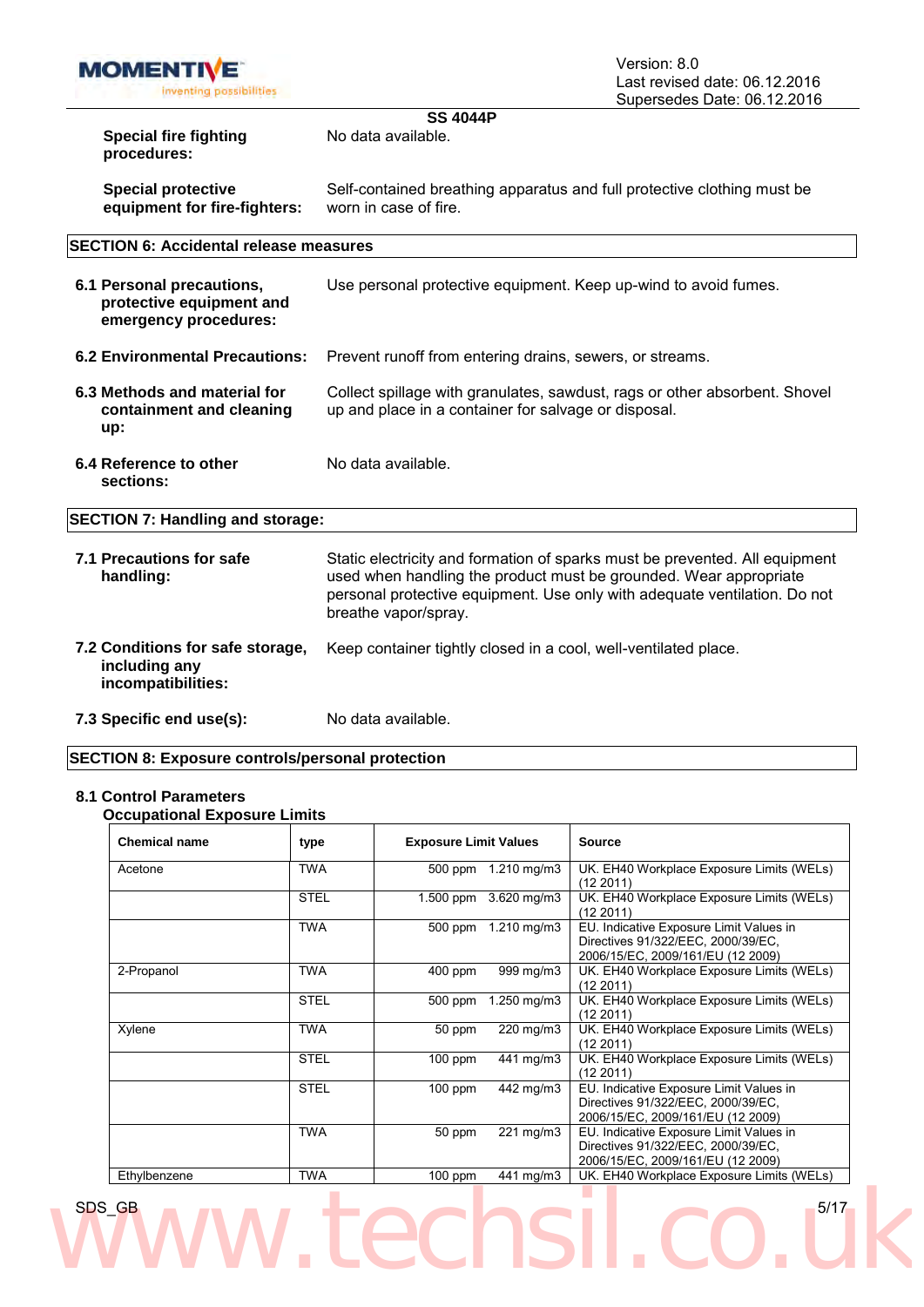**SS 4044P**

| | |
|---|---|
| **Special fire fighting procedures:** | No data available. |
| **Special protective equipment for fire-fighters:** | Self-contained breathing apparatus and full protective clothing must be worn in case of fire. |

## SECTION 6: Accidental release measures

| | |
|---|---|
| **6.1 Personal precautions, protective equipment and emergency procedures:** | Use personal protective equipment. Keep up-wind to avoid fumes. |
| **6.2 Environmental Precautions:** | Prevent runoff from entering drains, sewers, or streams. |
| **6.3 Methods and material for containment and cleaning up:** | Collect spillage with granulates, sawdust, rags or other absorbent. Shovel up and place in a container for salvage or disposal. |
| **6.4 Reference to other sections:** | No data available. |

## SECTION 7: Handling and storage:

| | |
|---|---|
| **7.1 Precautions for safe handling:** | Static electricity and formation of sparks must be prevented. All equipment used when handling the product must be grounded. Wear appropriate personal protective equipment. Use only with adequate ventilation. Do not breathe vapor/spray. |
| **7.2 Conditions for safe storage, including any incompatibilities:** | Keep container tightly closed in a cool, well-ventilated place. |
| **7.3 Specific end use(s):** | No data available. |

## SECTION 8: Exposure controls/personal protection

### 8.1 Control Parameters

**Occupational Exposure Limits**

| Chemical name | type | Exposure Limit Values | | Source |
|---|---|---|---|---|
| Acetone | TWA | 500 ppm | 1.210 mg/m3 | UK. EH40 Workplace Exposure Limits (WELs) (12 2011) |
| | STEL | 1.500 ppm | 3.620 mg/m3 | UK. EH40 Workplace Exposure Limits (WELs) (12 2011) |
| | TWA | 500 ppm | 1.210 mg/m3 | EU. Indicative Exposure Limit Values in Directives 91/322/EEC, 2000/39/EC, 2006/15/EC, 2009/161/EU (12 2009) |
| 2-Propanol | TWA | 400 ppm | 999 mg/m3 | UK. EH40 Workplace Exposure Limits (WELs) (12 2011) |
| | STEL | 500 ppm | 1.250 mg/m3 | UK. EH40 Workplace Exposure Limits (WELs) (12 2011) |
| Xylene | TWA | 50 ppm | 220 mg/m3 | UK. EH40 Workplace Exposure Limits (WELs) (12 2011) |
| | STEL | 100 ppm | 441 mg/m3 | UK. EH40 Workplace Exposure Limits (WELs) (12 2011) |
| | STEL | 100 ppm | 442 mg/m3 | EU. Indicative Exposure Limit Values in Directives 91/322/EEC, 2000/39/EC, 2006/15/EC, 2009/161/EU (12 2009) |
| | TWA | 50 ppm | 221 mg/m3 | EU. Indicative Exposure Limit Values in Directives 91/322/EEC, 2000/39/EC, 2006/15/EC, 2009/161/EU (12 2009) |
| Ethylbenzene | TWA | 100 ppm | 441 mg/m3 | UK. EH40 Workplace Exposure Limits (WELs) |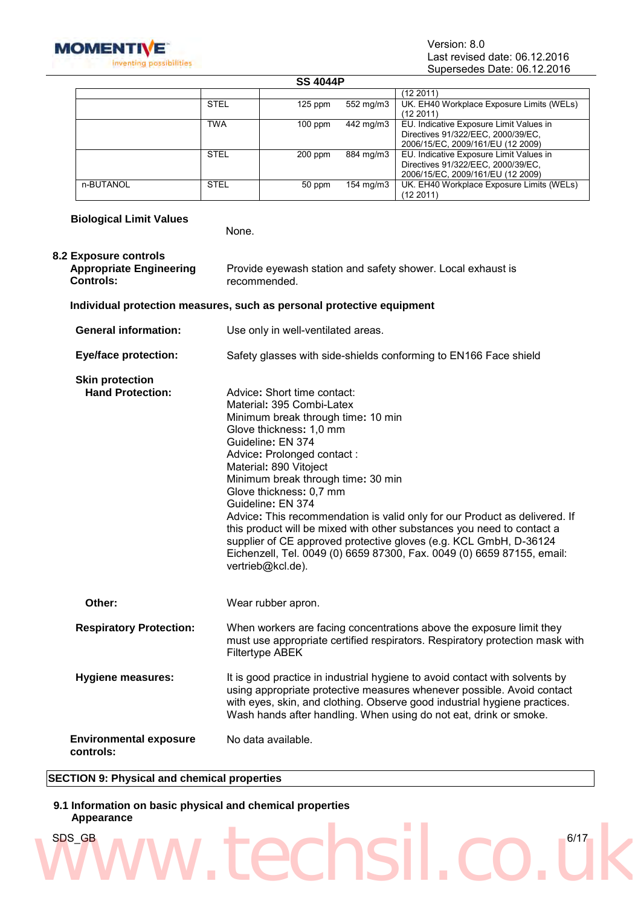| | | | | |
|---|---|---|---|---|
| | | | | (12 2011) |
| | STEL | 125 ppm | 552 mg/m3 | UK. EH40 Workplace Exposure Limits (WELs) (12 2011) |
| | TWA | 100 ppm | 442 mg/m3 | EU. Indicative Exposure Limit Values in Directives 91/322/EEC, 2000/39/EC, 2006/15/EC, 2009/161/EU (12 2009) |
| | STEL | 200 ppm | 884 mg/m3 | EU. Indicative Exposure Limit Values in Directives 91/322/EEC, 2000/39/EC, 2006/15/EC, 2009/161/EU (12 2009) |
| n-BUTANOL | STEL | 50 ppm | 154 mg/m3 | UK. EH40 Workplace Exposure Limits (WELs) (12 2011) |

**Biological Limit Values**

None.

**8.2 Exposure controls**

**Appropriate Engineering Controls:** Provide eyewash station and safety shower. Local exhaust is recommended.

**Individual protection measures, such as personal protective equipment**

**General information:** Use only in well-ventilated areas.

**Eye/face protection:** Safety glasses with side-shields conforming to EN166 Face shield

**Skin protection**

**Hand Protection:**

Advice**:** Short time contact:
Material**:** 395 Combi-Latex
Minimum break through time**:** 10 min
Glove thickness**:** 1,0 mm
Guideline**:** EN 374
Advice**:** Prolonged contact :
Material**:** 890 Vitoject
Minimum break through time**:** 30 min
Glove thickness**:** 0,7 mm
Guideline**:** EN 374
Advice**:** This recommendation is valid only for our Product as delivered. If this product will be mixed with other substances you need to contact a supplier of CE approved protective gloves (e.g. KCL GmbH, D-36124 Eichenzell, Tel. 0049 (0) 6659 87300, Fax. 0049 (0) 6659 87155, email: vertrieb@kcl.de).

**Other:** Wear rubber apron.

**Respiratory Protection:** When workers are facing concentrations above the exposure limit they must use appropriate certified respirators. Respiratory protection mask with Filtertype ABEK

**Hygiene measures:** It is good practice in industrial hygiene to avoid contact with solvents by using appropriate protective measures whenever possible. Avoid contact with eyes, skin, and clothing. Observe good industrial hygiene practices. Wash hands after handling. When using do not eat, drink or smoke.

**Environmental exposure controls:** No data available.

## SECTION 9: Physical and chemical properties

**9.1 Information on basic physical and chemical properties**

**Appearance**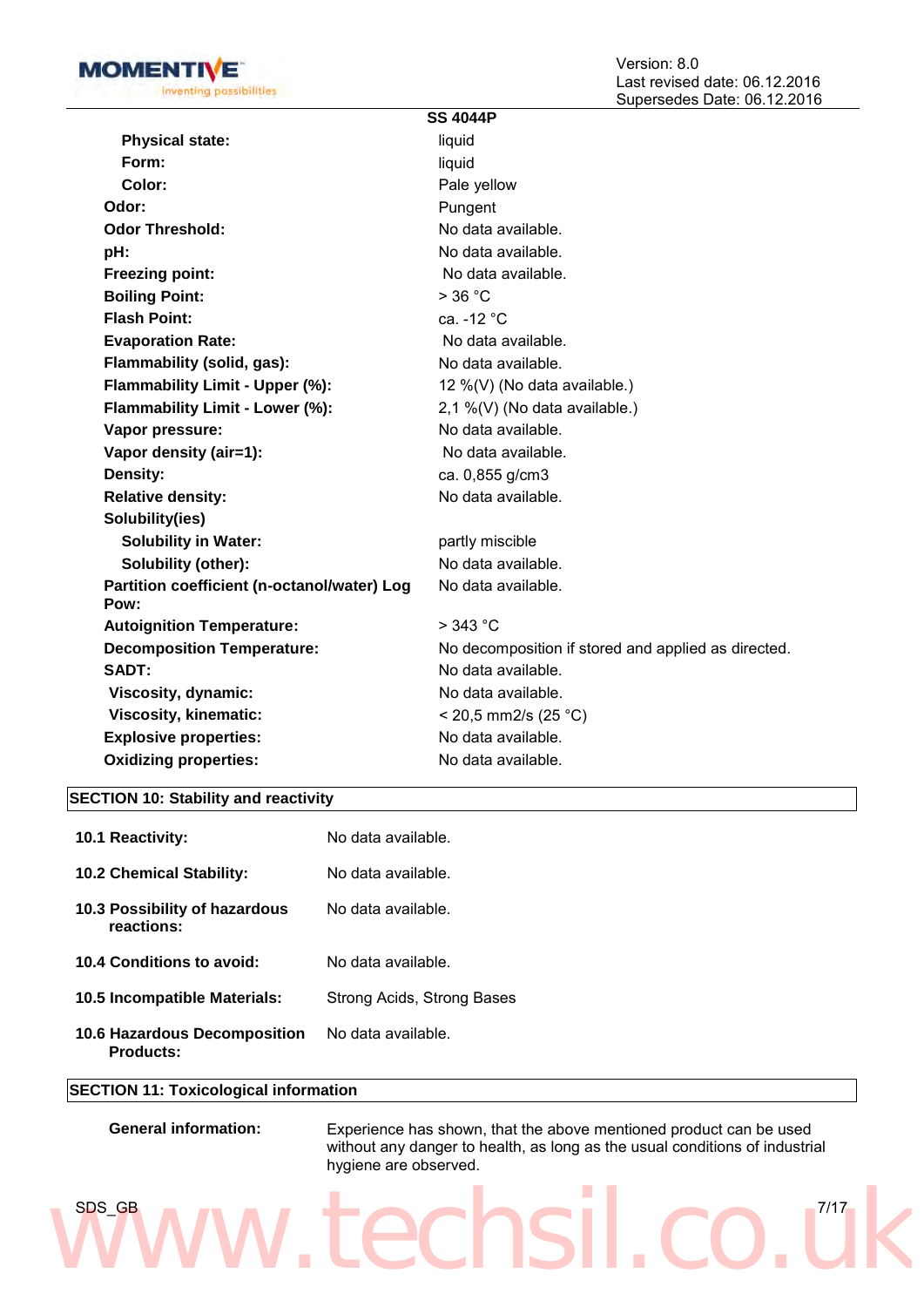**SS 4044P**

| | |
|---|---|
| **Physical state:** | liquid |
| **Form:** | liquid |
| **Color:** | Pale yellow |
| **Odor:** | Pungent |
| **Odor Threshold:** | No data available. |
| **pH:** | No data available. |
| **Freezing point:** | No data available. |
| **Boiling Point:** | > 36 °C |
| **Flash Point:** | ca. -12 °C |
| **Evaporation Rate:** | No data available. |
| **Flammability (solid, gas):** | No data available. |
| **Flammability Limit - Upper (%):** | 12 %(V) (No data available.) |
| **Flammability Limit - Lower (%):** | 2,1 %(V) (No data available.) |
| **Vapor pressure:** | No data available. |
| **Vapor density (air=1):** | No data available. |
| **Density:** | ca. 0,855 g/cm3 |
| **Relative density:** | No data available. |
| **Solubility(ies)** | |
| **Solubility in Water:** | partly miscible |
| **Solubility (other):** | No data available. |
| **Partition coefficient (n-octanol/water) Log Pow:** | No data available. |
| **Autoignition Temperature:** | > 343 °C |
| **Decomposition Temperature:** | No decomposition if stored and applied as directed. |
| **SADT:** | No data available. |
| **Viscosity, dynamic:** | No data available. |
| **Viscosity, kinematic:** | < 20,5 mm2/s (25 °C) |
| **Explosive properties:** | No data available. |
| **Oxidizing properties:** | No data available. |

## SECTION 10: Stability and reactivity

| | |
|---|---|
| **10.1 Reactivity:** | No data available. |
| **10.2 Chemical Stability:** | No data available. |
| **10.3 Possibility of hazardous reactions:** | No data available. |
| **10.4 Conditions to avoid:** | No data available. |
| **10.5 Incompatible Materials:** | Strong Acids, Strong Bases |
| **10.6 Hazardous Decomposition Products:** | No data available. |

## SECTION 11: Toxicological information

**General information:** Experience has shown, that the above mentioned product can be used without any danger to health, as long as the usual conditions of industrial hygiene are observed.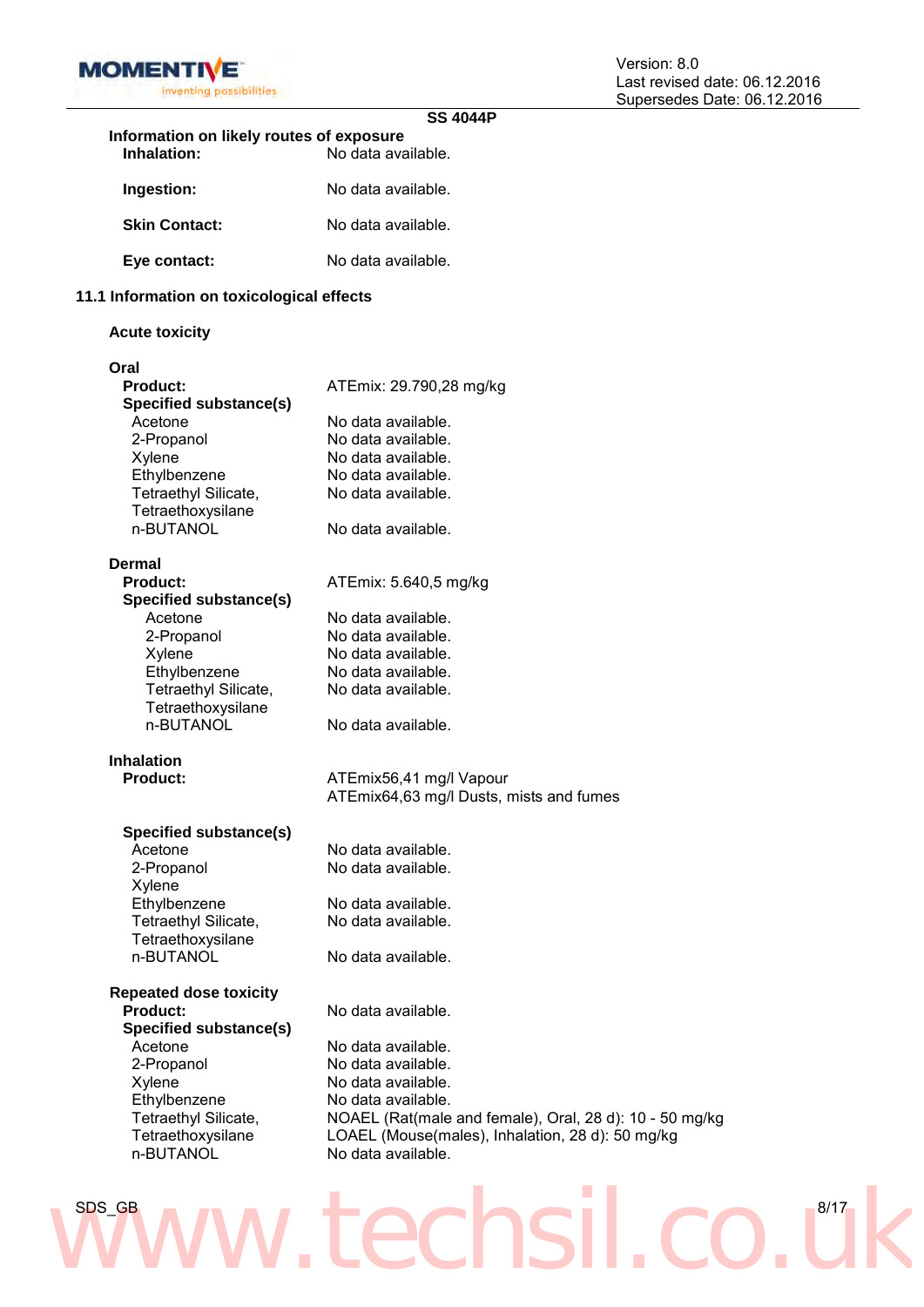**SS 4044P**

**Information on likely routes of exposure**

| | |
|---|---|
| **Inhalation:** | No data available. |
| **Ingestion:** | No data available. |
| **Skin Contact:** | No data available. |
| **Eye contact:** | No data available. |

## 11.1 Information on toxicological effects

### Acute toxicity

**Oral**

| | |
|---|---|
| **Product:** | ATEmix: 29.790,28 mg/kg |
| **Specified substance(s)** | |
| Acetone | No data available. |
| 2-Propanol | No data available. |
| Xylene | No data available. |
| Ethylbenzene | No data available. |
| Tetraethyl Silicate, Tetraethoxysilane | No data available. |
| n-BUTANOL | No data available. |

**Dermal**

| | |
|---|---|
| **Product:** | ATEmix: 5.640,5 mg/kg |
| **Specified substance(s)** | |
| Acetone | No data available. |
| 2-Propanol | No data available. |
| Xylene | No data available. |
| Ethylbenzene | No data available. |
| Tetraethyl Silicate, Tetraethoxysilane | No data available. |
| n-BUTANOL | No data available. |

**Inhalation**

| | |
|---|---|
| **Product:** | ATEmix56,41 mg/l Vapour<br>ATEmix64,63 mg/l Dusts, mists and fumes |
| **Specified substance(s)** | |
| Acetone | No data available. |
| 2-Propanol | No data available. |
| Xylene | |
| Ethylbenzene | No data available. |
| Tetraethyl Silicate, Tetraethoxysilane | No data available. |
| n-BUTANOL | No data available. |

**Repeated dose toxicity**

| | |
|---|---|
| **Product:** | No data available. |
| **Specified substance(s)** | |
| Acetone | No data available. |
| 2-Propanol | No data available. |
| Xylene | No data available. |
| Ethylbenzene | No data available. |
| Tetraethyl Silicate, Tetraethoxysilane | NOAEL (Rat(male and female), Oral, 28 d): 10 - 50 mg/kg<br>LOAEL (Mouse(males), Inhalation, 28 d): 50 mg/kg |
| n-BUTANOL | No data available. |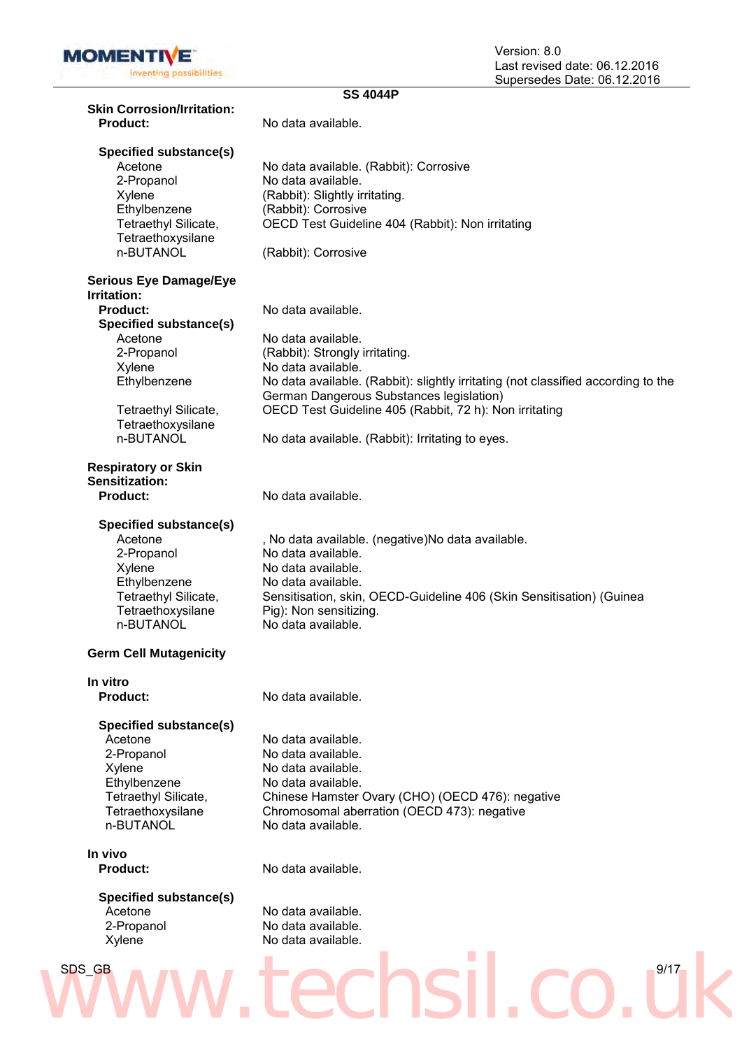**SS 4044P**

**Skin Corrosion/Irritation:**

| | |
|---|---|
| **Product:** | No data available. |
| **Specified substance(s)** | |
| Acetone | No data available. (Rabbit): Corrosive |
| 2-Propanol | No data available. |
| Xylene | (Rabbit): Slightly irritating. |
| Ethylbenzene | (Rabbit): Corrosive |
| Tetraethyl Silicate, Tetraethoxysilane | OECD Test Guideline 404 (Rabbit): Non irritating |
| n-BUTANOL | (Rabbit): Corrosive |

**Serious Eye Damage/Eye Irritation:**

| | |
|---|---|
| **Product:** | No data available. |
| **Specified substance(s)** | |
| Acetone | No data available. |
| 2-Propanol | (Rabbit): Strongly irritating. |
| Xylene | No data available. |
| Ethylbenzene | No data available. (Rabbit): slightly irritating (not classified according to the German Dangerous Substances legislation) |
| Tetraethyl Silicate, Tetraethoxysilane | OECD Test Guideline 405 (Rabbit, 72 h): Non irritating |
| n-BUTANOL | No data available. (Rabbit): Irritating to eyes. |

**Respiratory or Skin Sensitization:**

| | |
|---|---|
| **Product:** | No data available. |
| **Specified substance(s)** | |
| Acetone | , No data available. (negative)No data available. |
| 2-Propanol | No data available. |
| Xylene | No data available. |
| Ethylbenzene | No data available. |
| Tetraethyl Silicate, Tetraethoxysilane | Sensitisation, skin, OECD-Guideline 406 (Skin Sensitisation) (Guinea Pig): Non sensitizing. |
| n-BUTANOL | No data available. |

**Germ Cell Mutagenicity**

**In vitro**

| | |
|---|---|
| **Product:** | No data available. |
| **Specified substance(s)** | |
| Acetone | No data available. |
| 2-Propanol | No data available. |
| Xylene | No data available. |
| Ethylbenzene | No data available. |
| Tetraethyl Silicate, Tetraethoxysilane | Chinese Hamster Ovary (CHO) (OECD 476): negative<br>Chromosomal aberration (OECD 473): negative |
| n-BUTANOL | No data available. |

**In vivo**

| | |
|---|---|
| **Product:** | No data available. |
| **Specified substance(s)** | |
| Acetone | No data available. |
| 2-Propanol | No data available. |
| Xylene | No data available. |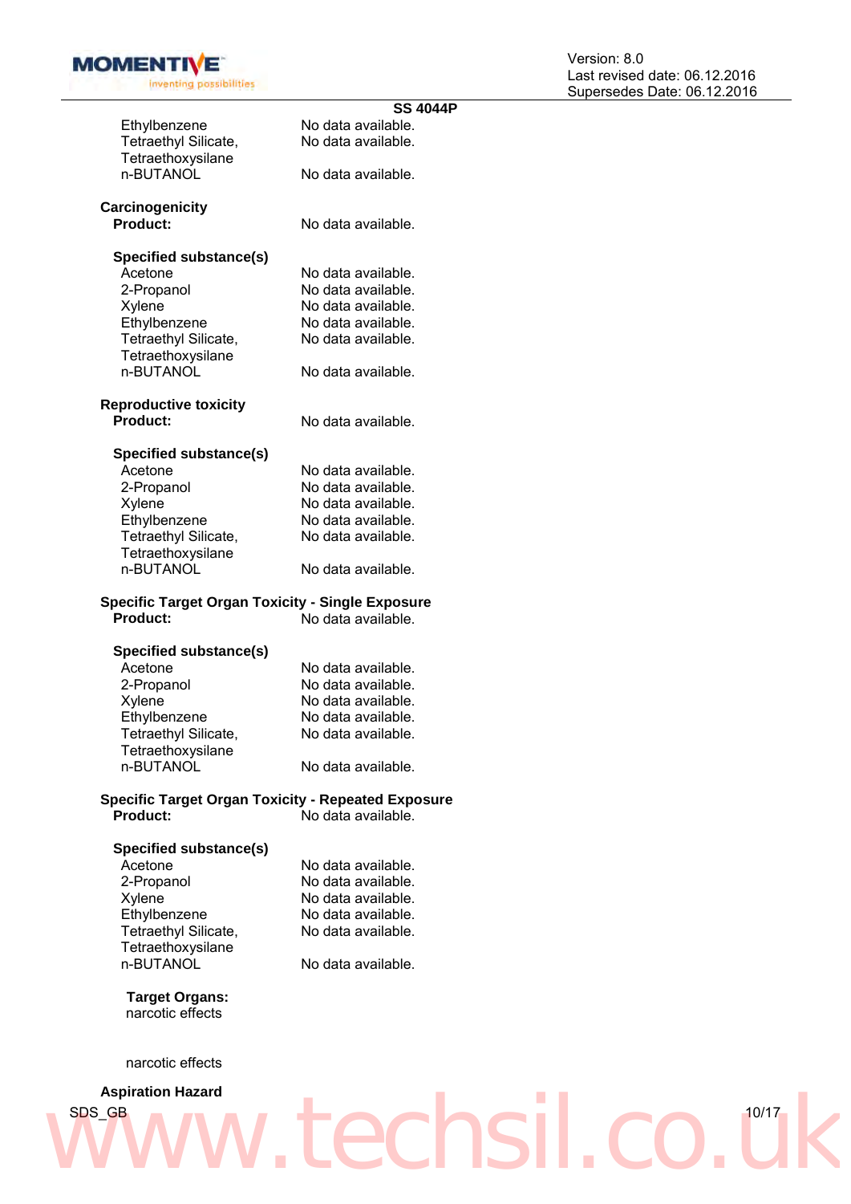| | |
|---|---|
| Ethylbenzene | No data available. |
| Tetraethyl Silicate, Tetraethoxysilane | No data available. |
| n-BUTANOL | No data available. |

**Carcinogenicity**

**Product:** No data available.

**Specified substance(s)**

| | |
|---|---|
| Acetone | No data available. |
| 2-Propanol | No data available. |
| Xylene | No data available. |
| Ethylbenzene | No data available. |
| Tetraethyl Silicate, Tetraethoxysilane | No data available. |
| n-BUTANOL | No data available. |

**Reproductive toxicity**

**Product:** No data available.

**Specified substance(s)**

| | |
|---|---|
| Acetone | No data available. |
| 2-Propanol | No data available. |
| Xylene | No data available. |
| Ethylbenzene | No data available. |
| Tetraethyl Silicate, Tetraethoxysilane | No data available. |
| n-BUTANOL | No data available. |

**Specific Target Organ Toxicity - Single Exposure**

**Product:** No data available.

**Specified substance(s)**

| | |
|---|---|
| Acetone | No data available. |
| 2-Propanol | No data available. |
| Xylene | No data available. |
| Ethylbenzene | No data available. |
| Tetraethyl Silicate, Tetraethoxysilane | No data available. |
| n-BUTANOL | No data available. |

**Specific Target Organ Toxicity - Repeated Exposure**

**Product:** No data available.

**Specified substance(s)**

| | |
|---|---|
| Acetone | No data available. |
| 2-Propanol | No data available. |
| Xylene | No data available. |
| Ethylbenzene | No data available. |
| Tetraethyl Silicate, Tetraethoxysilane | No data available. |
| n-BUTANOL | No data available. |

**Target Organs:**

narcotic effects

narcotic effects

**Aspiration Hazard**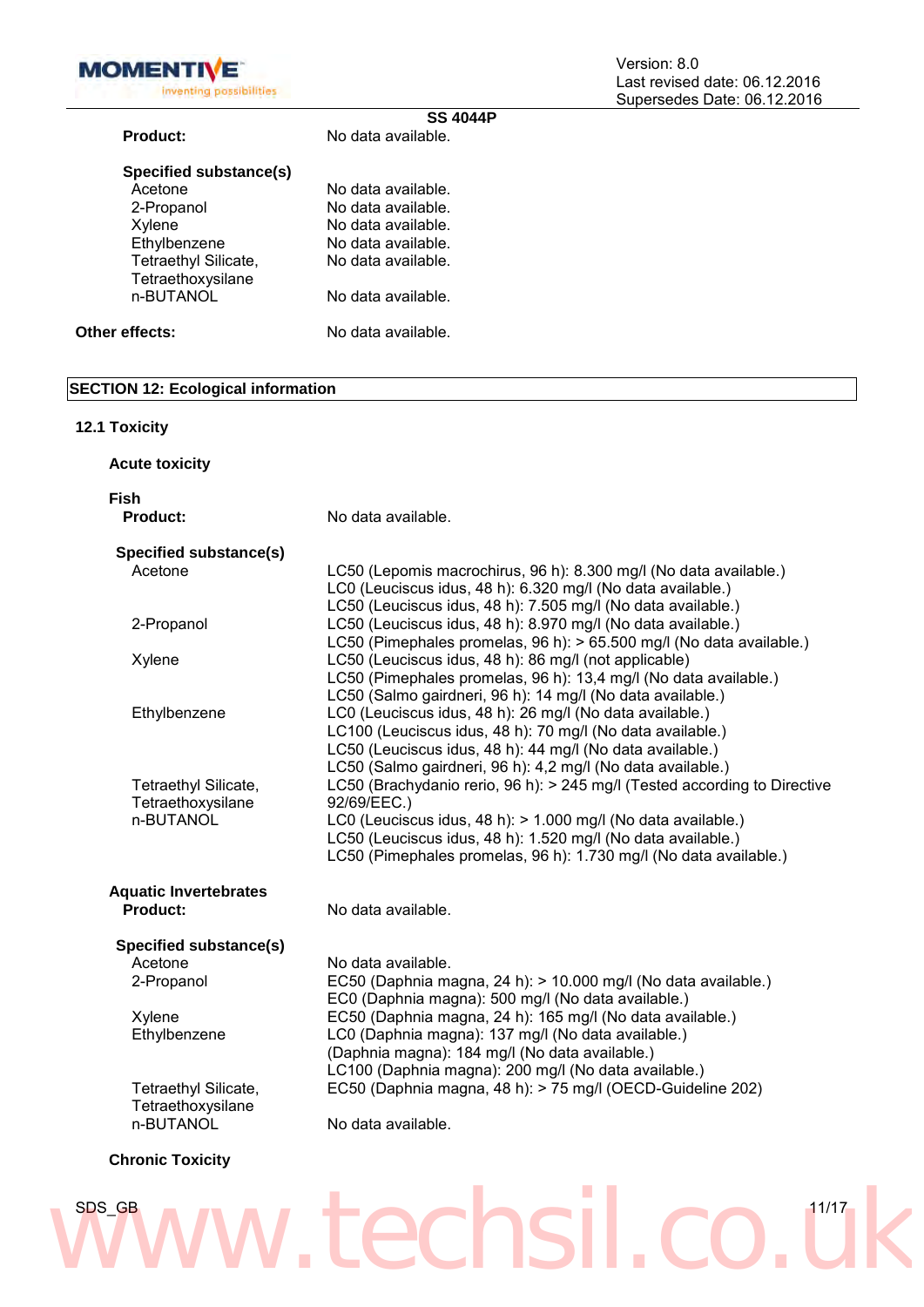**Product:** No data available.

**Specified substance(s)**

| | |
|---|---|
| Acetone | No data available. |
| 2-Propanol | No data available. |
| Xylene | No data available. |
| Ethylbenzene | No data available. |
| Tetraethyl Silicate, Tetraethoxysilane | No data available. |
| n-BUTANOL | No data available. |

**Other effects:** No data available.

## SECTION 12: Ecological information

### 12.1 Toxicity

#### Acute toxicity

**Fish**

**Product:** No data available.

**Specified substance(s)**

| | |
|---|---|
| Acetone | LC50 (Lepomis macrochirus, 96 h): 8.300 mg/l (No data available.)<br>LC0 (Leuciscus idus, 48 h): 6.320 mg/l (No data available.)<br>LC50 (Leuciscus idus, 48 h): 7.505 mg/l (No data available.) |
| 2-Propanol | LC50 (Leuciscus idus, 48 h): 8.970 mg/l (No data available.)<br>LC50 (Pimephales promelas, 96 h): > 65.500 mg/l (No data available.) |
| Xylene | LC50 (Leuciscus idus, 48 h): 86 mg/l (not applicable)<br>LC50 (Pimephales promelas, 96 h): 13,4 mg/l (No data available.)<br>LC50 (Salmo gairdneri, 96 h): 14 mg/l (No data available.) |
| Ethylbenzene | LC0 (Leuciscus idus, 48 h): 26 mg/l (No data available.)<br>LC100 (Leuciscus idus, 48 h): 70 mg/l (No data available.)<br>LC50 (Leuciscus idus, 48 h): 44 mg/l (No data available.)<br>LC50 (Salmo gairdneri, 96 h): 4,2 mg/l (No data available.) |
| Tetraethyl Silicate, Tetraethoxysilane | LC50 (Brachydanio rerio, 96 h): > 245 mg/l (Tested according to Directive 92/69/EEC.) |
| n-BUTANOL | LC0 (Leuciscus idus, 48 h): > 1.000 mg/l (No data available.)<br>LC50 (Leuciscus idus, 48 h): 1.520 mg/l (No data available.)<br>LC50 (Pimephales promelas, 96 h): 1.730 mg/l (No data available.) |

**Aquatic Invertebrates**

**Product:** No data available.

**Specified substance(s)**

| | |
|---|---|
| Acetone | No data available. |
| 2-Propanol | EC50 (Daphnia magna, 24 h): > 10.000 mg/l (No data available.)<br>EC0 (Daphnia magna): 500 mg/l (No data available.) |
| Xylene | EC50 (Daphnia magna, 24 h): 165 mg/l (No data available.) |
| Ethylbenzene | LC0 (Daphnia magna): 137 mg/l (No data available.)<br>(Daphnia magna): 184 mg/l (No data available.)<br>LC100 (Daphnia magna): 200 mg/l (No data available.) |
| Tetraethyl Silicate, Tetraethoxysilane | EC50 (Daphnia magna, 48 h): > 75 mg/l (OECD-Guideline 202) |
| n-BUTANOL | No data available. |

#### Chronic Toxicity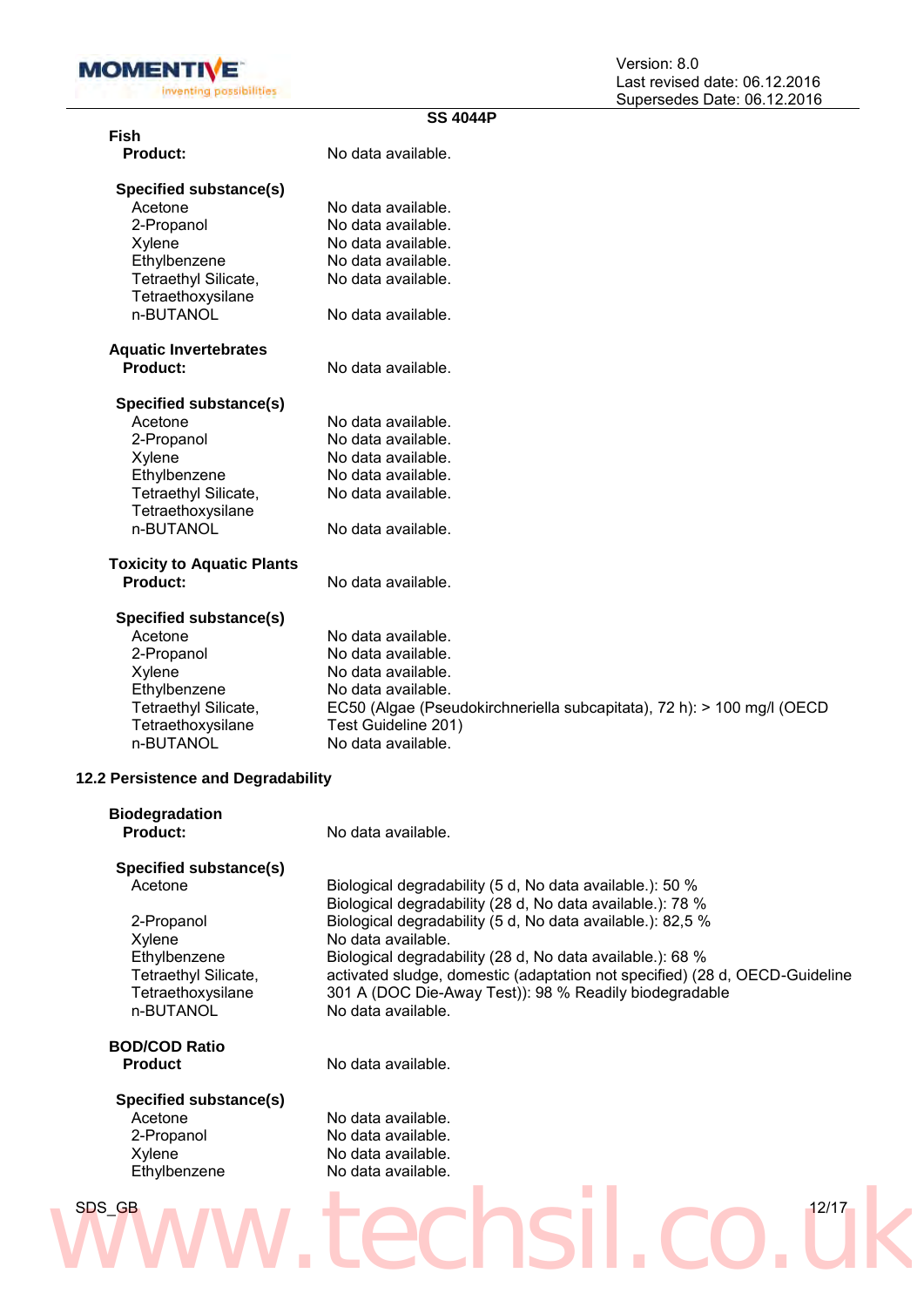**SS 4044P**

**Fish**

| | |
|---|---|
| **Product:** | No data available. |
| **Specified substance(s)** | |
| Acetone | No data available. |
| 2-Propanol | No data available. |
| Xylene | No data available. |
| Ethylbenzene | No data available. |
| Tetraethyl Silicate, Tetraethoxysilane | No data available. |
| n-BUTANOL | No data available. |

**Aquatic Invertebrates**

| | |
|---|---|
| **Product:** | No data available. |
| **Specified substance(s)** | |
| Acetone | No data available. |
| 2-Propanol | No data available. |
| Xylene | No data available. |
| Ethylbenzene | No data available. |
| Tetraethyl Silicate, Tetraethoxysilane | No data available. |
| n-BUTANOL | No data available. |

**Toxicity to Aquatic Plants**

| | |
|---|---|
| **Product:** | No data available. |
| **Specified substance(s)** | |
| Acetone | No data available. |
| 2-Propanol | No data available. |
| Xylene | No data available. |
| Ethylbenzene | No data available. |
| Tetraethyl Silicate, Tetraethoxysilane | EC50 (Algae (Pseudokirchneriella subcapitata), 72 h): > 100 mg/l (OECD Test Guideline 201) |
| n-BUTANOL | No data available. |

### 12.2 Persistence and Degradability

**Biodegradation**

| | |
|---|---|
| **Product:** | No data available. |
| **Specified substance(s)** | |
| Acetone | Biological degradability (5 d, No data available.): 50 %<br>Biological degradability (28 d, No data available.): 78 % |
| 2-Propanol | Biological degradability (5 d, No data available.): 82,5 % |
| Xylene | No data available. |
| Ethylbenzene | Biological degradability (28 d, No data available.): 68 % |
| Tetraethyl Silicate, Tetraethoxysilane | activated sludge, domestic (adaptation not specified) (28 d, OECD-Guideline 301 A (DOC Die-Away Test)): 98 % Readily biodegradable |
| n-BUTANOL | No data available. |

**BOD/COD Ratio**

| | |
|---|---|
| **Product** | No data available. |
| **Specified substance(s)** | |
| Acetone | No data available. |
| 2-Propanol | No data available. |
| Xylene | No data available. |
| Ethylbenzene | No data available. |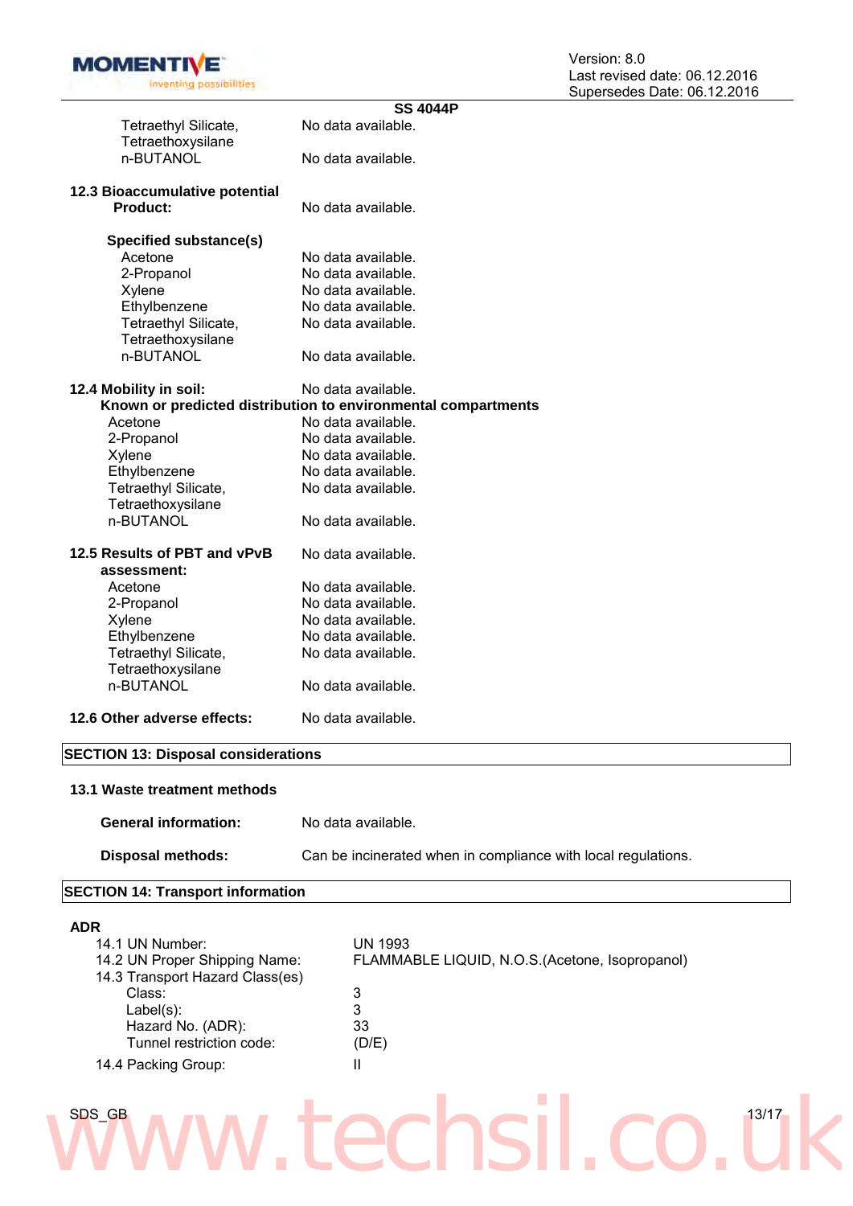| | |
|---|---|
| Tetraethyl Silicate, Tetraethoxysilane | No data available. |
| n-BUTANOL | No data available. |

**12.3 Bioaccumulative potential**

| | |
|---|---|
| **Product:** | No data available. |

**Specified substance(s)**

| | |
|---|---|
| Acetone | No data available. |
| 2-Propanol | No data available. |
| Xylene | No data available. |
| Ethylbenzene | No data available. |
| Tetraethyl Silicate, Tetraethoxysilane | No data available. |
| n-BUTANOL | No data available. |

**12.4 Mobility in soil:** No data available.

**Known or predicted distribution to environmental compartments**

| | |
|---|---|
| Acetone | No data available. |
| 2-Propanol | No data available. |
| Xylene | No data available. |
| Ethylbenzene | No data available. |
| Tetraethyl Silicate, Tetraethoxysilane | No data available. |
| n-BUTANOL | No data available. |

**12.5 Results of PBT and vPvB assessment:** No data available.

| | |
|---|---|
| Acetone | No data available. |
| 2-Propanol | No data available. |
| Xylene | No data available. |
| Ethylbenzene | No data available. |
| Tetraethyl Silicate, Tetraethoxysilane | No data available. |
| n-BUTANOL | No data available. |

**12.6 Other adverse effects:** No data available.

## SECTION 13: Disposal considerations

**13.1 Waste treatment methods**

| | |
|---|---|
| **General information:** | No data available. |
| **Disposal methods:** | Can be incinerated when in compliance with local regulations. |

## SECTION 14: Transport information

**ADR**

| | |
|---|---|
| 14.1 UN Number: | UN 1993 |
| 14.2 UN Proper Shipping Name: | FLAMMABLE LIQUID, N.O.S.(Acetone, Isopropanol) |
| 14.3 Transport Hazard Class(es) | |
| Class: | 3 |
| Label(s): | 3 |
| Hazard No. (ADR): | 33 |
| Tunnel restriction code: | (D/E) |
| 14.4 Packing Group: | II |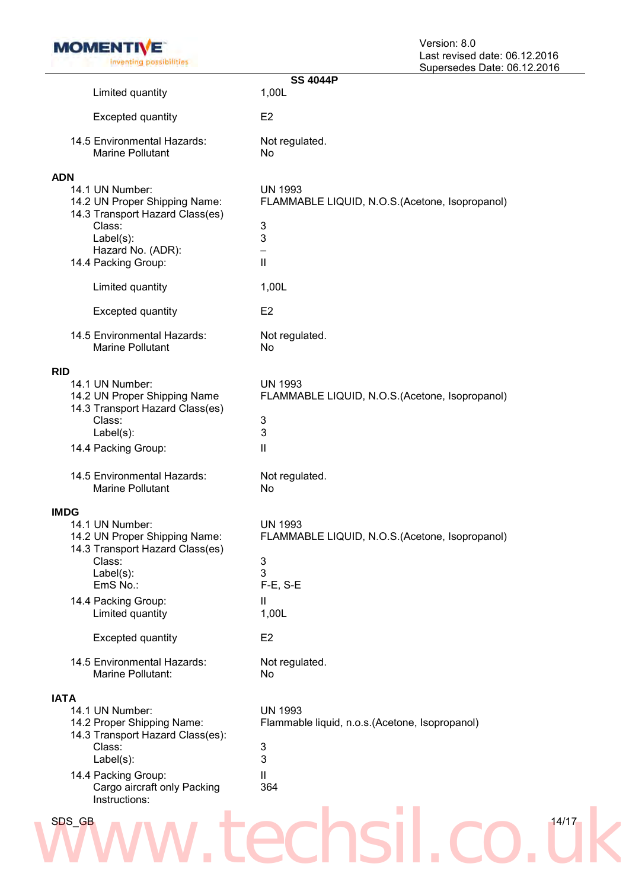| | |
|---|---|
| Limited quantity | 1,00L |
| Excepted quantity | E2 |
| 14.5 Environmental Hazards: | Not regulated. |
| Marine Pollutant | No |

**ADN**

| | |
|---|---|
| 14.1 UN Number: | UN 1993 |
| 14.2 UN Proper Shipping Name: | FLAMMABLE LIQUID, N.O.S.(Acetone, Isopropanol) |
| 14.3 Transport Hazard Class(es) | |
| Class: | 3 |
| Label(s): | 3 |
| Hazard No. (ADR): | – |
| 14.4 Packing Group: | II |
| Limited quantity | 1,00L |
| Excepted quantity | E2 |
| 14.5 Environmental Hazards: | Not regulated. |
| Marine Pollutant | No |

**RID**

| | |
|---|---|
| 14.1 UN Number: | UN 1993 |
| 14.2 UN Proper Shipping Name | FLAMMABLE LIQUID, N.O.S.(Acetone, Isopropanol) |
| 14.3 Transport Hazard Class(es) | |
| Class: | 3 |
| Label(s): | 3 |
| 14.4 Packing Group: | II |
| 14.5 Environmental Hazards: | Not regulated. |
| Marine Pollutant | No |

**IMDG**

| | |
|---|---|
| 14.1 UN Number: | UN 1993 |
| 14.2 UN Proper Shipping Name: | FLAMMABLE LIQUID, N.O.S.(Acetone, Isopropanol) |
| 14.3 Transport Hazard Class(es) | |
| Class: | 3 |
| Label(s): | 3 |
| EmS No.: | F-E, S-E |
| 14.4 Packing Group: | II |
| Limited quantity | 1,00L |
| Excepted quantity | E2 |
| 14.5 Environmental Hazards: | Not regulated. |
| Marine Pollutant: | No |

**IATA**

| | |
|---|---|
| 14.1 UN Number: | UN 1993 |
| 14.2 Proper Shipping Name: | Flammable liquid, n.o.s.(Acetone, Isopropanol) |
| 14.3 Transport Hazard Class(es): | |
| Class: | 3 |
| Label(s): | 3 |
| 14.4 Packing Group: | II |
| Cargo aircraft only Packing Instructions: | 364 |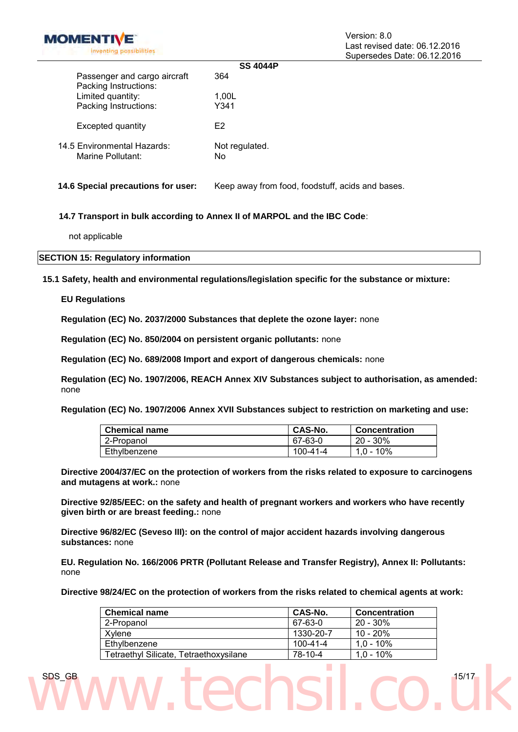**SS 4044P**

| | |
|---|---|
| Passenger and cargo aircraft Packing Instructions: | 364 |
| Limited quantity: | 1,00L |
| Packing Instructions: | Y341 |
| Excepted quantity | E2 |

14.5 Environmental Hazards: Not regulated.
Marine Pollutant: No

**14.6 Special precautions for user:** Keep away from food, foodstuff, acids and bases.

**14.7 Transport in bulk according to Annex II of MARPOL and the IBC Code**:

not applicable

## SECTION 15: Regulatory information

**15.1 Safety, health and environmental regulations/legislation specific for the substance or mixture:**

**EU Regulations**

**Regulation (EC) No. 2037/2000 Substances that deplete the ozone layer:** none

**Regulation (EC) No. 850/2004 on persistent organic pollutants:** none

**Regulation (EC) No. 689/2008 Import and export of dangerous chemicals:** none

**Regulation (EC) No. 1907/2006, REACH Annex XIV Substances subject to authorisation, as amended:** none

**Regulation (EC) No. 1907/2006 Annex XVII Substances subject to restriction on marketing and use:**

| Chemical name | CAS-No. | Concentration |
|---|---|---|
| 2-Propanol | 67-63-0 | 20 - 30% |
| Ethylbenzene | 100-41-4 | 1,0 - 10% |

**Directive 2004/37/EC on the protection of workers from the risks related to exposure to carcinogens and mutagens at work.:** none

**Directive 92/85/EEC: on the safety and health of pregnant workers and workers who have recently given birth or are breast feeding.:** none

**Directive 96/82/EC (Seveso III): on the control of major accident hazards involving dangerous substances:** none

**EU. Regulation No. 166/2006 PRTR (Pollutant Release and Transfer Registry), Annex II: Pollutants:** none

**Directive 98/24/EC on the protection of workers from the risks related to chemical agents at work:**

| Chemical name | CAS-No. | Concentration |
|---|---|---|
| 2-Propanol | 67-63-0 | 20 - 30% |
| Xylene | 1330-20-7 | 10 - 20% |
| Ethylbenzene | 100-41-4 | 1,0 - 10% |
| Tetraethyl Silicate, Tetraethoxysilane | 78-10-4 | 1,0 - 10% |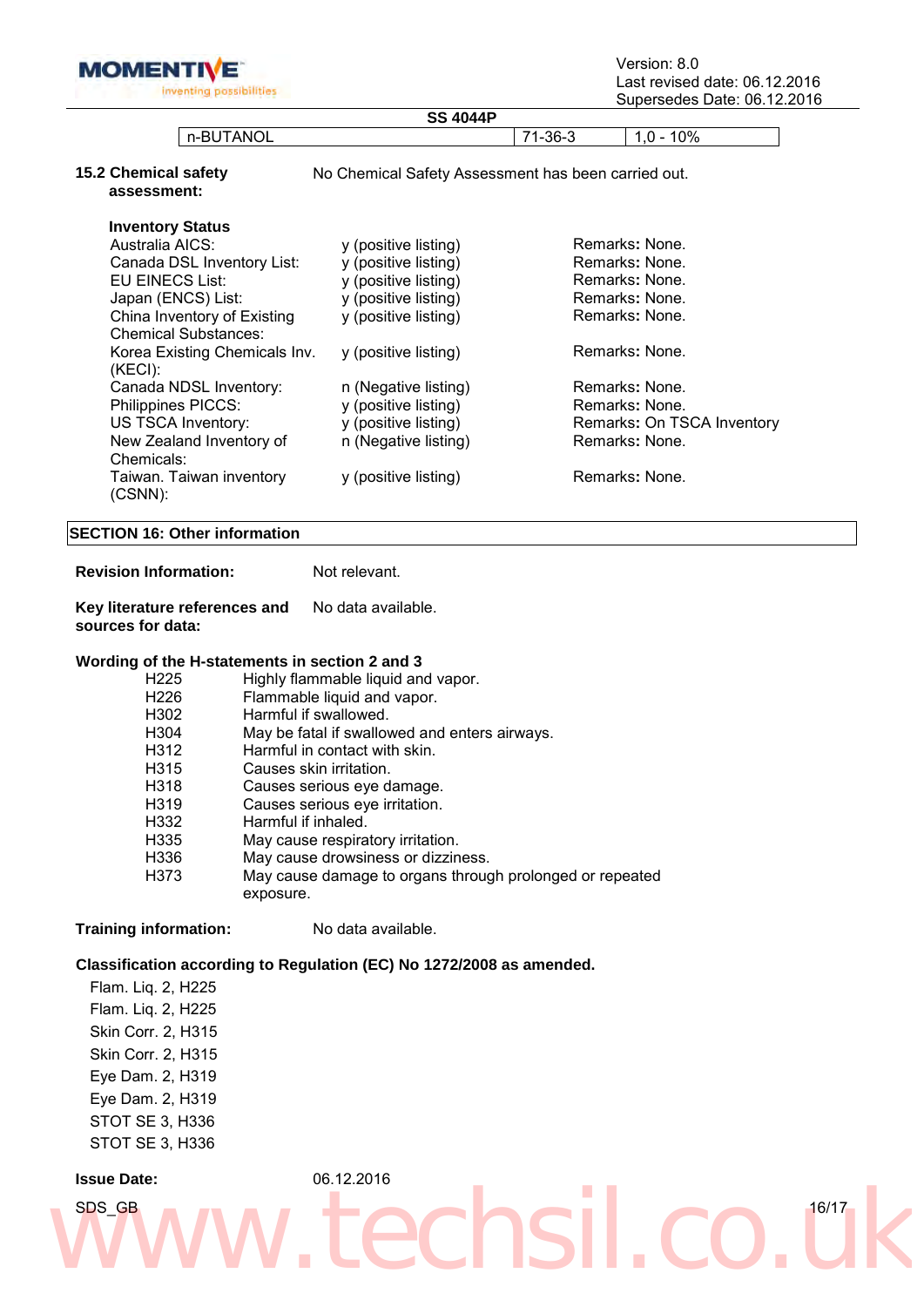| n-BUTANOL | 71-36-3 | 1,0 - 10% |
|---|---|---|

**15.2 Chemical safety assessment:** No Chemical Safety Assessment has been carried out.

**Inventory Status**

| | | |
|---|---|---|
| Australia AICS: | y (positive listing) | Remarks: None. |
| Canada DSL Inventory List: | y (positive listing) | Remarks: None. |
| EU EINECS List: | y (positive listing) | Remarks: None. |
| Japan (ENCS) List: | y (positive listing) | Remarks: None. |
| China Inventory of Existing Chemical Substances: | y (positive listing) | Remarks: None. |
| Korea Existing Chemicals Inv. (KECI): | y (positive listing) | Remarks: None. |
| Canada NDSL Inventory: | n (Negative listing) | Remarks: None. |
| Philippines PICCS: | y (positive listing) | Remarks: None. |
| US TSCA Inventory: | y (positive listing) | Remarks: On TSCA Inventory |
| New Zealand Inventory of Chemicals: | n (Negative listing) | Remarks: None. |
| Taiwan. Taiwan inventory (CSNN): | y (positive listing) | Remarks: None. |

## SECTION 16: Other information

**Revision Information:** Not relevant.

**Key literature references and sources for data:** No data available.

**Wording of the H-statements in section 2 and 3**

| | |
|---|---|
| H225 | Highly flammable liquid and vapor. |
| H226 | Flammable liquid and vapor. |
| H302 | Harmful if swallowed. |
| H304 | May be fatal if swallowed and enters airways. |
| H312 | Harmful in contact with skin. |
| H315 | Causes skin irritation. |
| H318 | Causes serious eye damage. |
| H319 | Causes serious eye irritation. |
| H332 | Harmful if inhaled. |
| H335 | May cause respiratory irritation. |
| H336 | May cause drowsiness or dizziness. |
| H373 | May cause damage to organs through prolonged or repeated exposure. |

**Training information:** No data available.

**Classification according to Regulation (EC) No 1272/2008 as amended.**

Flam. Liq. 2, H225
Flam. Liq. 2, H225
Skin Corr. 2, H315
Skin Corr. 2, H315
Eye Dam. 2, H319
Eye Dam. 2, H319
STOT SE 3, H336
STOT SE 3, H336

**Issue Date:** 06.12.2016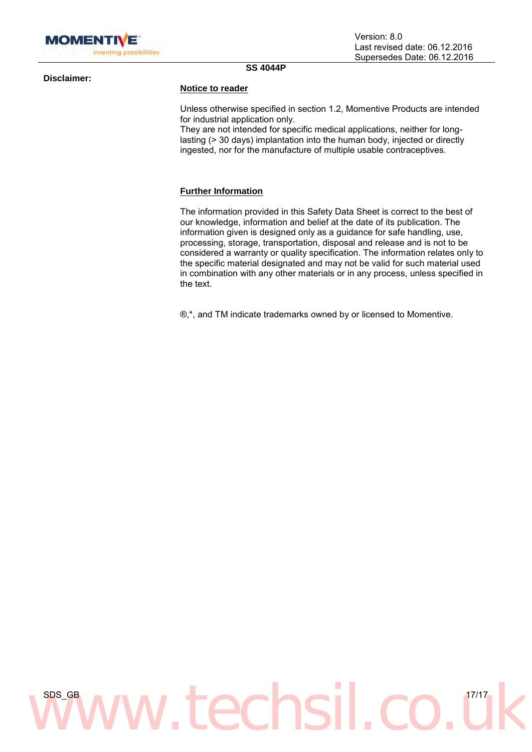**Disclaimer:**

**Notice to reader**

Unless otherwise specified in section 1.2, Momentive Products are intended for industrial application only.
They are not intended for specific medical applications, neither for long-lasting (> 30 days) implantation into the human body, injected or directly ingested, nor for the manufacture of multiple usable contraceptives.

**Further Information**

The information provided in this Safety Data Sheet is correct to the best of our knowledge, information and belief at the date of its publication. The information given is designed only as a guidance for safe handling, use, processing, storage, transportation, disposal and release and is not to be considered a warranty or quality specification. The information relates only to the specific material designated and may not be valid for such material used in combination with any other materials or in any process, unless specified in the text.

®,*, and TM indicate trademarks owned by or licensed to Momentive.